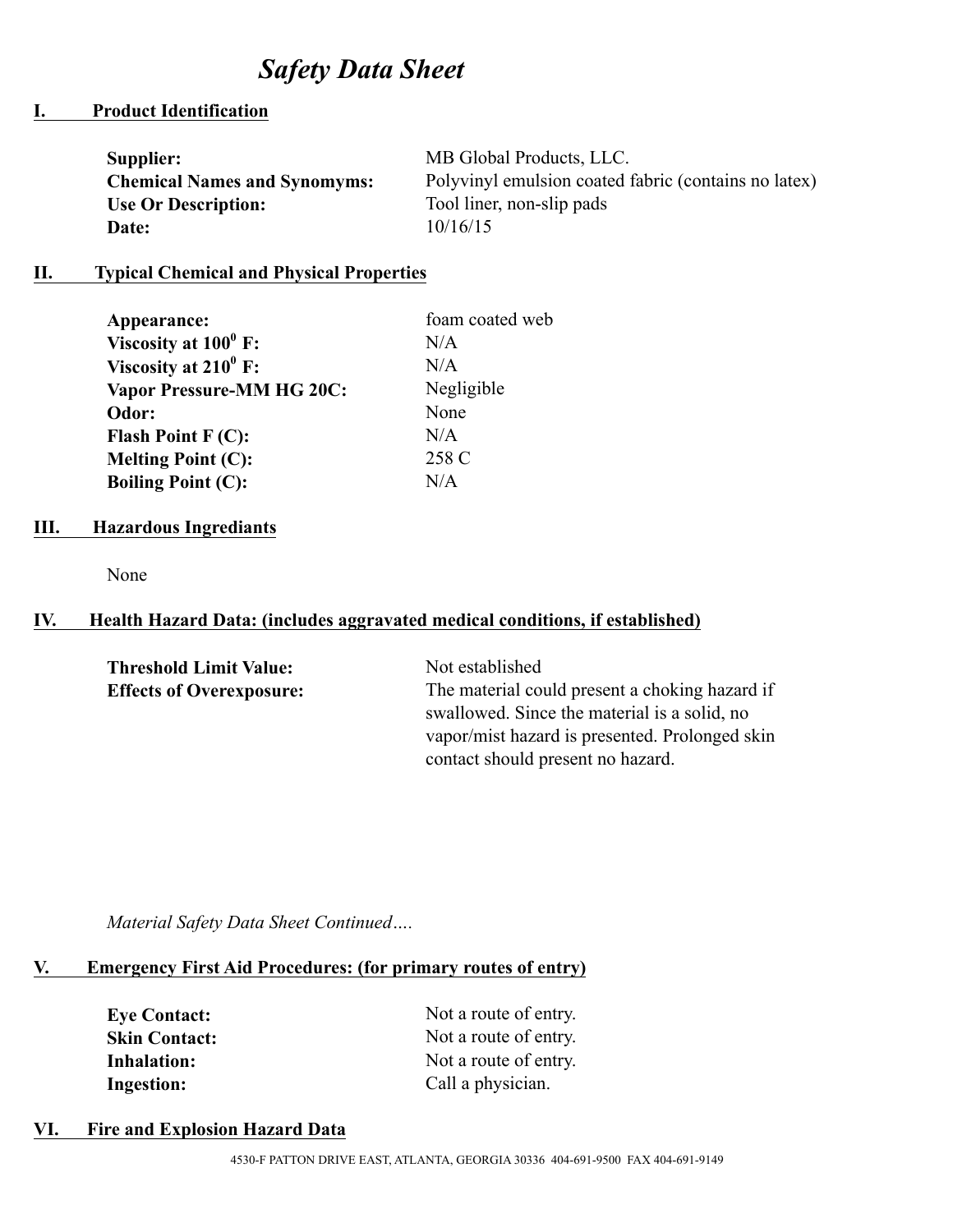# *Safety Data Sheet*

## I. Product Identification

| | |
|---|---|
| **Supplier:** | MB Global Products, LLC. |
| **Chemical Names and Synomyms:** | Polyvinyl emulsion coated fabric (contains no latex) |
| **Use Or Description:** | Tool liner, non-slip pads |
| **Date:** | 10/16/15 |

## II. Typical Chemical and Physical Properties

| | |
|---|---|
| **Appearance:** | foam coated web |
| **Viscosity at $100^0$ F:** | N/A |
| **Viscosity at $210^0$ F:** | N/A |
| **Vapor Pressure-MM HG 20C:** | Negligible |
| **Odor:** | None |
| **Flash Point F (C):** | N/A |
| **Melting Point (C):** | 258 C |
| **Boiling Point (C):** | N/A |

## III. Hazardous Ingrediants

None

## IV. Health Hazard Data: (includes aggravated medical conditions, if established)

| | |
|---|---|
| **Threshold Limit Value:** | Not established |
| **Effects of Overexposure:** | The material could present a choking hazard if swallowed. Since the material is a solid, no vapor/mist hazard is presented. Prolonged skin contact should present no hazard. |

*Material Safety Data Sheet Continued….*

## V. Emergency First Aid Procedures: (for primary routes of entry)

| | |
|---|---|
| **Eye Contact:** | Not a route of entry. |
| **Skin Contact:** | Not a route of entry. |
| **Inhalation:** | Not a route of entry. |
| **Ingestion:** | Call a physician. |

## VI. Fire and Explosion Hazard Data

4530-F PATTON DRIVE EAST, ATLANTA, GEORGIA 30336 404-691-9500 FAX 404-691-9149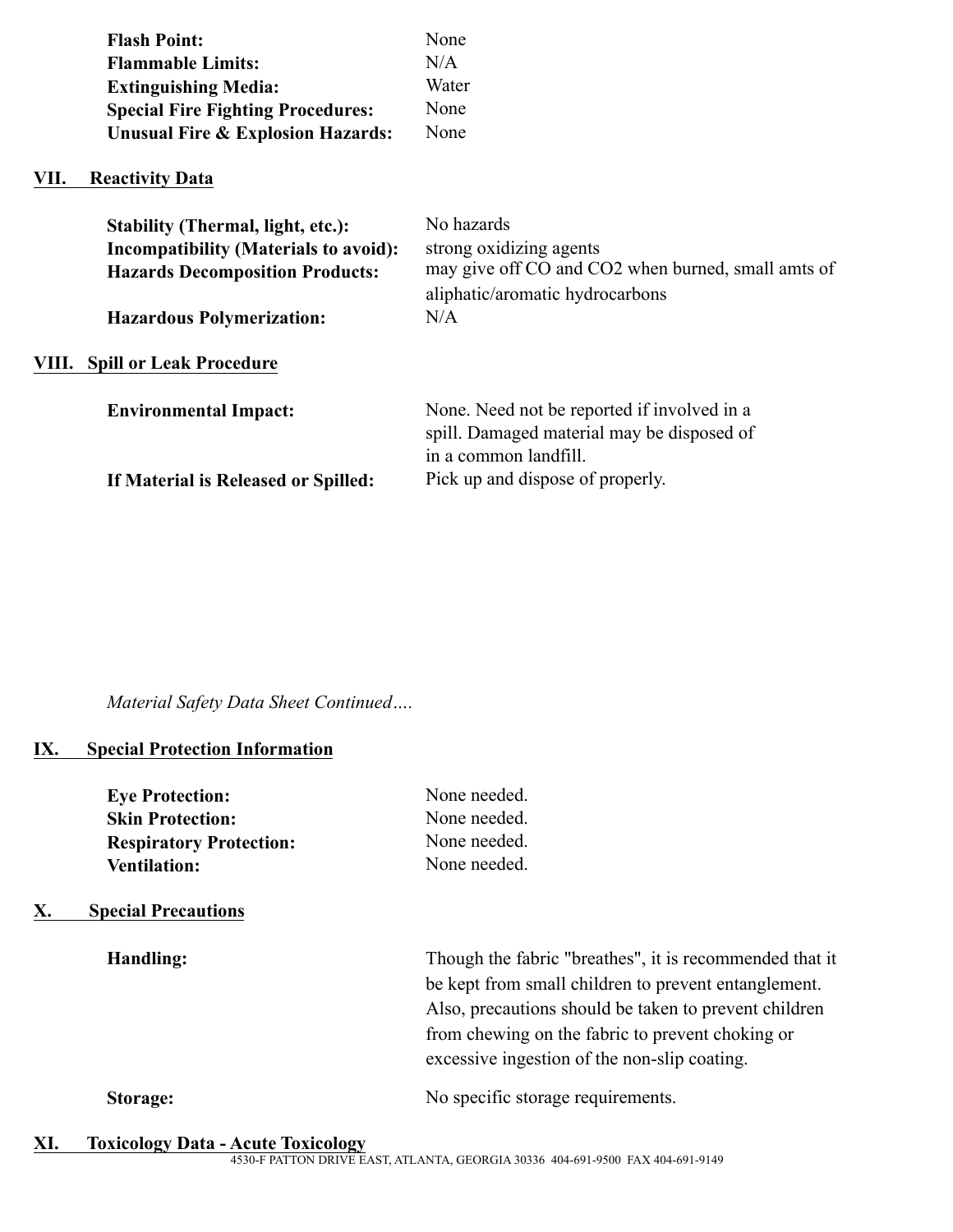**Flash Point:** None
**Flammable Limits:** N/A
**Extinguishing Media:** Water
**Special Fire Fighting Procedures:** None
**Unusual Fire & Explosion Hazards:** None

## VII. Reactivity Data

**Stability (Thermal, light, etc.):** No hazards
**Incompatibility (Materials to avoid):** strong oxidizing agents
**Hazards Decomposition Products:** may give off CO and $CO_2$ when burned, small amts of aliphatic/aromatic hydrocarbons
**Hazardous Polymerization:** N/A

## VIII. Spill or Leak Procedure

**Environmental Impact:** None. Need not be reported if involved in a spill. Damaged material may be disposed of in a common landfill.
**If Material is Released or Spilled:** Pick up and dispose of properly.

*Material Safety Data Sheet Continued….*

## IX. Special Protection Information

**Eye Protection:** None needed.
**Skin Protection:** None needed.
**Respiratory Protection:** None needed.
**Ventilation:** None needed.

## X. Special Precautions

**Handling:** Though the fabric "breathes", it is recommended that it be kept from small children to prevent entanglement. Also, precautions should be taken to prevent children from chewing on the fabric to prevent choking or excessive ingestion of the non-slip coating.

**Storage:** No specific storage requirements.

## XI. Toxicology Data - Acute Toxicology

4530-F PATTON DRIVE EAST, ATLANTA, GEORGIA 30336 404-691-9500 FAX 404-691-9149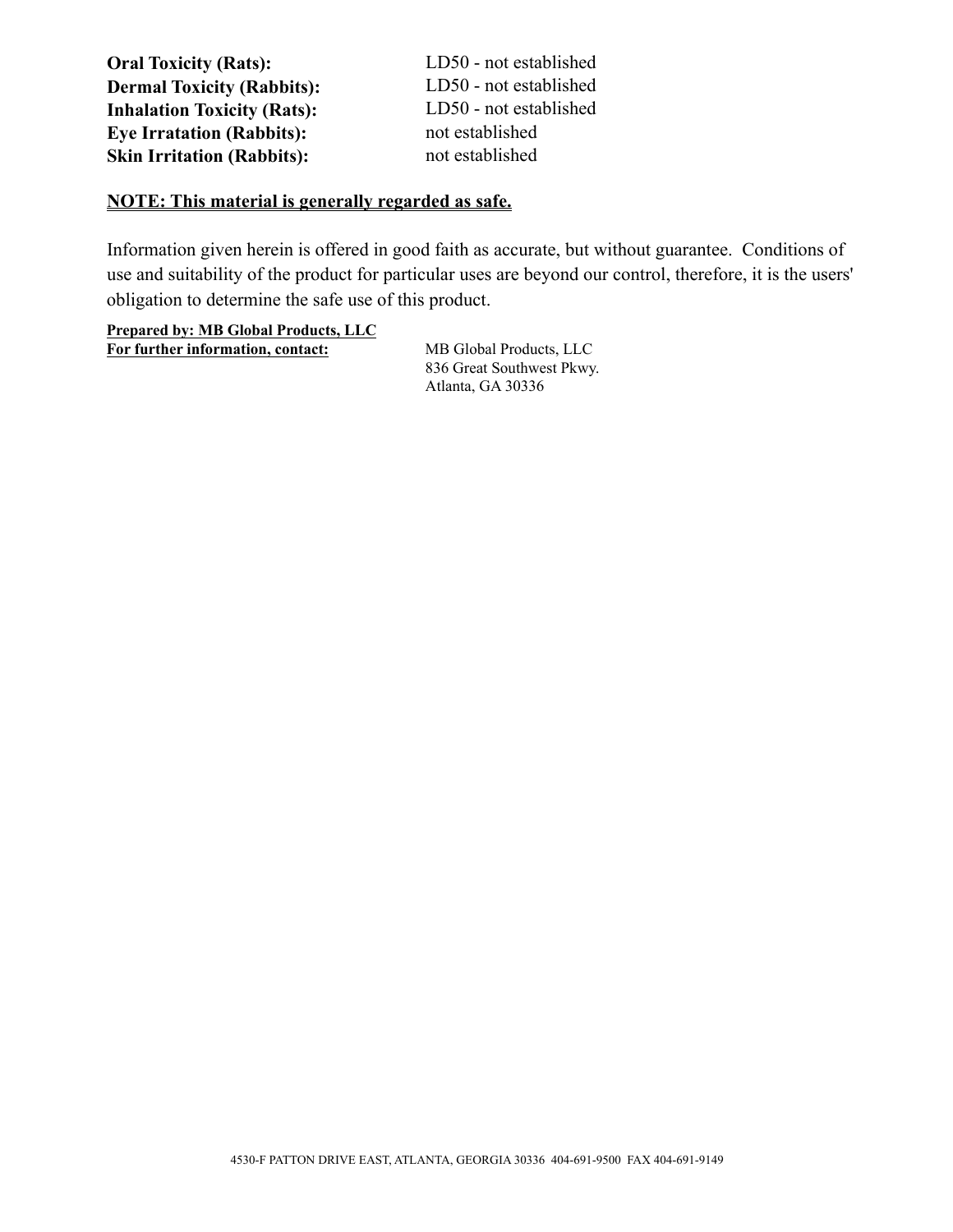| | |
|---|---|
| **Oral Toxicity (Rats):** | LD50 - not established |
| **Dermal Toxicity (Rabbits):** | LD50 - not established |
| **Inhalation Toxicity (Rats):** | LD50 - not established |
| **Eye Irratation (Rabbits):** | not established |
| **Skin Irritation (Rabbits):** | not established |

**NOTE: This material is generally regarded as safe.**

Information given herein is offered in good faith as accurate, but without guarantee. Conditions of use and suitability of the product for particular uses are beyond our control, therefore, it is the users' obligation to determine the safe use of this product.

**Prepared by: MB Global Products, LLC**

**For further information, contact:**

MB Global Products, LLC
836 Great Southwest Pkwy.
Atlanta, GA 30336

4530-F PATTON DRIVE EAST, ATLANTA, GEORGIA 30336 404-691-9500 FAX 404-691-9149